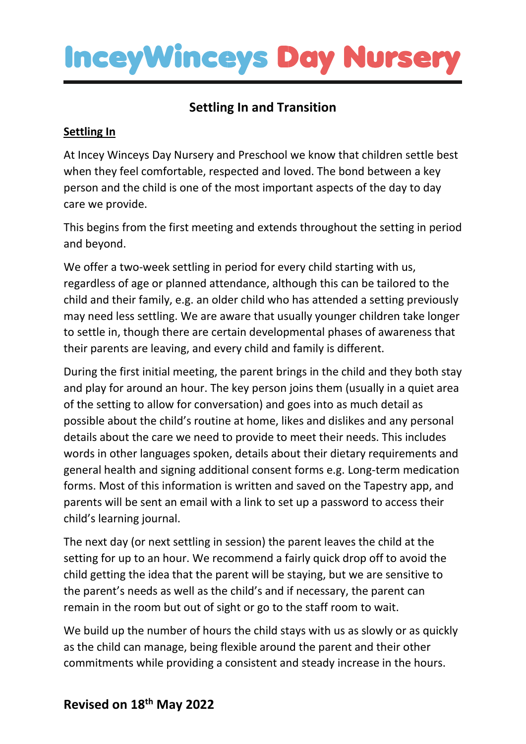# InceyWinceys Day Nursery

## Settling In and Transition

**Settling In**

At Incey Winceys Day Nursery and Preschool we know that children settle best when they feel comfortable, respected and loved. The bond between a key person and the child is one of the most important aspects of the day to day care we provide.

This begins from the first meeting and extends throughout the setting in period and beyond.

We offer a two-week settling in period for every child starting with us, regardless of age or planned attendance, although this can be tailored to the child and their family, e.g. an older child who has attended a setting previously may need less settling. We are aware that usually younger children take longer to settle in, though there are certain developmental phases of awareness that their parents are leaving, and every child and family is different.

During the first initial meeting, the parent brings in the child and they both stay and play for around an hour. The key person joins them (usually in a quiet area of the setting to allow for conversation) and goes into as much detail as possible about the child's routine at home, likes and dislikes and any personal details about the care we need to provide to meet their needs. This includes words in other languages spoken, details about their dietary requirements and general health and signing additional consent forms e.g. Long-term medication forms. Most of this information is written and saved on the Tapestry app, and parents will be sent an email with a link to set up a password to access their child's learning journal.

The next day (or next settling in session) the parent leaves the child at the setting for up to an hour. We recommend a fairly quick drop off to avoid the child getting the idea that the parent will be staying, but we are sensitive to the parent's needs as well as the child's and if necessary, the parent can remain in the room but out of sight or go to the staff room to wait.

We build up the number of hours the child stays with us as slowly or as quickly as the child can manage, being flexible around the parent and their other commitments while providing a consistent and steady increase in the hours.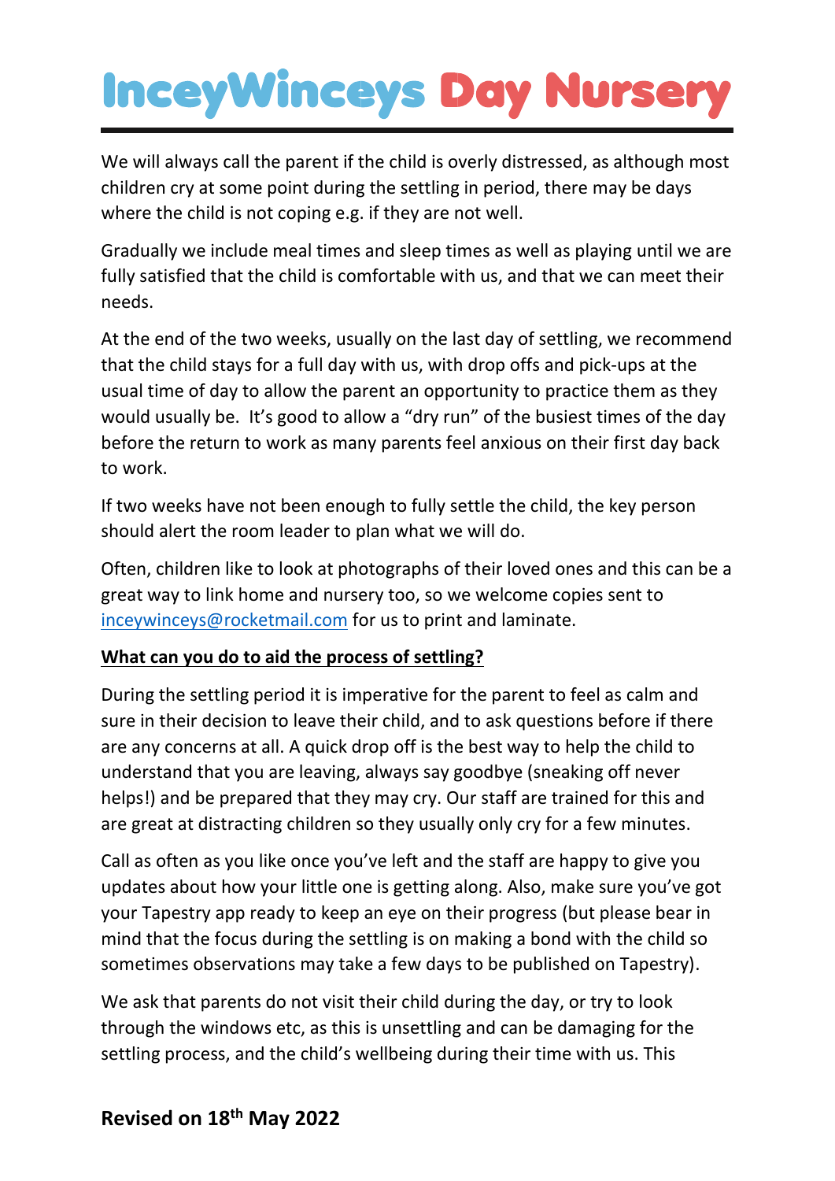We will always call the parent if the child is overly distressed, as although most children cry at some point during the settling in period, there may be days where the child is not coping e.g. if they are not well.

Gradually we include meal times and sleep times as well as playing until we are fully satisfied that the child is comfortable with us, and that we can meet their needs.

At the end of the two weeks, usually on the last day of settling, we recommend that the child stays for a full day with us, with drop offs and pick-ups at the usual time of day to allow the parent an opportunity to practice them as they would usually be. It's good to allow a "dry run" of the busiest times of the day before the return to work as many parents feel anxious on their first day back to work.

If two weeks have not been enough to fully settle the child, the key person should alert the room leader to plan what we will do.

Often, children like to look at photographs of their loved ones and this can be a great way to link home and nursery too, so we welcome copies sent to inceywinceys@rocketmail.com for us to print and laminate.

**What can you do to aid the process of settling?**

During the settling period it is imperative for the parent to feel as calm and sure in their decision to leave their child, and to ask questions before if there are any concerns at all. A quick drop off is the best way to help the child to understand that you are leaving, always say goodbye (sneaking off never helps!) and be prepared that they may cry. Our staff are trained for this and are great at distracting children so they usually only cry for a few minutes.

Call as often as you like once you've left and the staff are happy to give you updates about how your little one is getting along. Also, make sure you've got your Tapestry app ready to keep an eye on their progress (but please bear in mind that the focus during the settling is on making a bond with the child so sometimes observations may take a few days to be published on Tapestry).

We ask that parents do not visit their child during the day, or try to look through the windows etc, as this is unsettling and can be damaging for the settling process, and the child's wellbeing during their time with us. This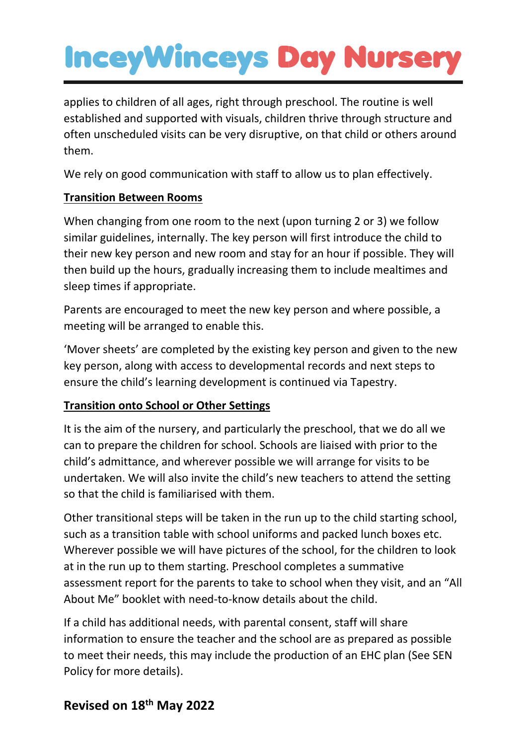applies to children of all ages, right through preschool. The routine is well established and supported with visuals, children thrive through structure and often unscheduled visits can be very disruptive, on that child or others around them.

We rely on good communication with staff to allow us to plan effectively.

**Transition Between Rooms**

When changing from one room to the next (upon turning 2 or 3) we follow similar guidelines, internally. The key person will first introduce the child to their new key person and new room and stay for an hour if possible. They will then build up the hours, gradually increasing them to include mealtimes and sleep times if appropriate.

Parents are encouraged to meet the new key person and where possible, a meeting will be arranged to enable this.

'Mover sheets' are completed by the existing key person and given to the new key person, along with access to developmental records and next steps to ensure the child's learning development is continued via Tapestry.

**Transition onto School or Other Settings**

It is the aim of the nursery, and particularly the preschool, that we do all we can to prepare the children for school. Schools are liaised with prior to the child's admittance, and wherever possible we will arrange for visits to be undertaken. We will also invite the child's new teachers to attend the setting so that the child is familiarised with them.

Other transitional steps will be taken in the run up to the child starting school, such as a transition table with school uniforms and packed lunch boxes etc. Wherever possible we will have pictures of the school, for the children to look at in the run up to them starting. Preschool completes a summative assessment report for the parents to take to school when they visit, and an "All About Me" booklet with need-to-know details about the child.

If a child has additional needs, with parental consent, staff will share information to ensure the teacher and the school are as prepared as possible to meet their needs, this may include the production of an EHC plan (See SEN Policy for more details).

**Revised on 18th May 2022**